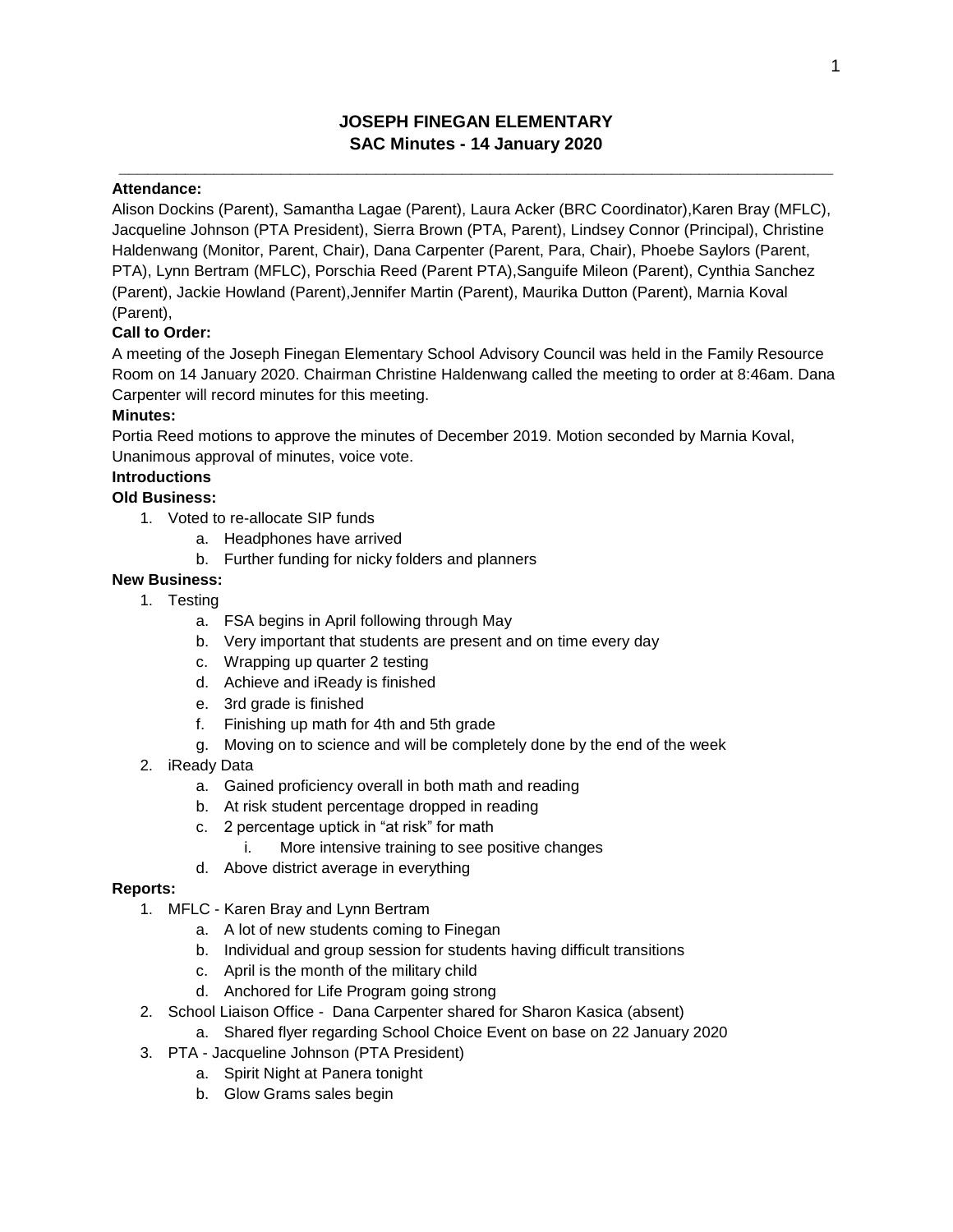# JOSEPH FINEGAN ELEMENTARY
## SAC Minutes - 14 January 2020

**Attendance:**

Alison Dockins (Parent), Samantha Lagae (Parent), Laura Acker (BRC Coordinator),Karen Bray (MFLC), Jacqueline Johnson (PTA President), Sierra Brown (PTA, Parent), Lindsey Connor (Principal), Christine Haldenwang (Monitor, Parent, Chair), Dana Carpenter (Parent, Para, Chair), Phoebe Saylors (Parent, PTA), Lynn Bertram (MFLC), Porschia Reed (Parent PTA),Sanguife Mileon (Parent), Cynthia Sanchez (Parent), Jackie Howland (Parent),Jennifer Martin (Parent), Maurika Dutton (Parent), Marnia Koval (Parent),

**Call to Order:**

A meeting of the Joseph Finegan Elementary School Advisory Council was held in the Family Resource Room on 14 January 2020. Chairman Christine Haldenwang called the meeting to order at 8:46am. Dana Carpenter will record minutes for this meeting.

**Minutes:**

Portia Reed motions to approve the minutes of December 2019. Motion seconded by Marnia Koval, Unanimous approval of minutes, voice vote.

**Introductions**

**Old Business:**

1. Voted to re-allocate SIP funds
   a. Headphones have arrived
   b. Further funding for nicky folders and planners

**New Business:**

1. Testing
   a. FSA begins in April following through May
   b. Very important that students are present and on time every day
   c. Wrapping up quarter 2 testing
   d. Achieve and iReady is finished
   e. 3rd grade is finished
   f. Finishing up math for 4th and 5th grade
   g. Moving on to science and will be completely done by the end of the week
2. iReady Data
   a. Gained proficiency overall in both math and reading
   b. At risk student percentage dropped in reading
   c. 2 percentage uptick in “at risk” for math
      i. More intensive training to see positive changes
   d. Above district average in everything

**Reports:**

1. MFLC - Karen Bray and Lynn Bertram
   a. A lot of new students coming to Finegan
   b. Individual and group session for students having difficult transitions
   c. April is the month of the military child
   d. Anchored for Life Program going strong
2. School Liaison Office - Dana Carpenter shared for Sharon Kasica (absent)
   a. Shared flyer regarding School Choice Event on base on 22 January 2020
3. PTA - Jacqueline Johnson (PTA President)
   a. Spirit Night at Panera tonight
   b. Glow Grams sales begin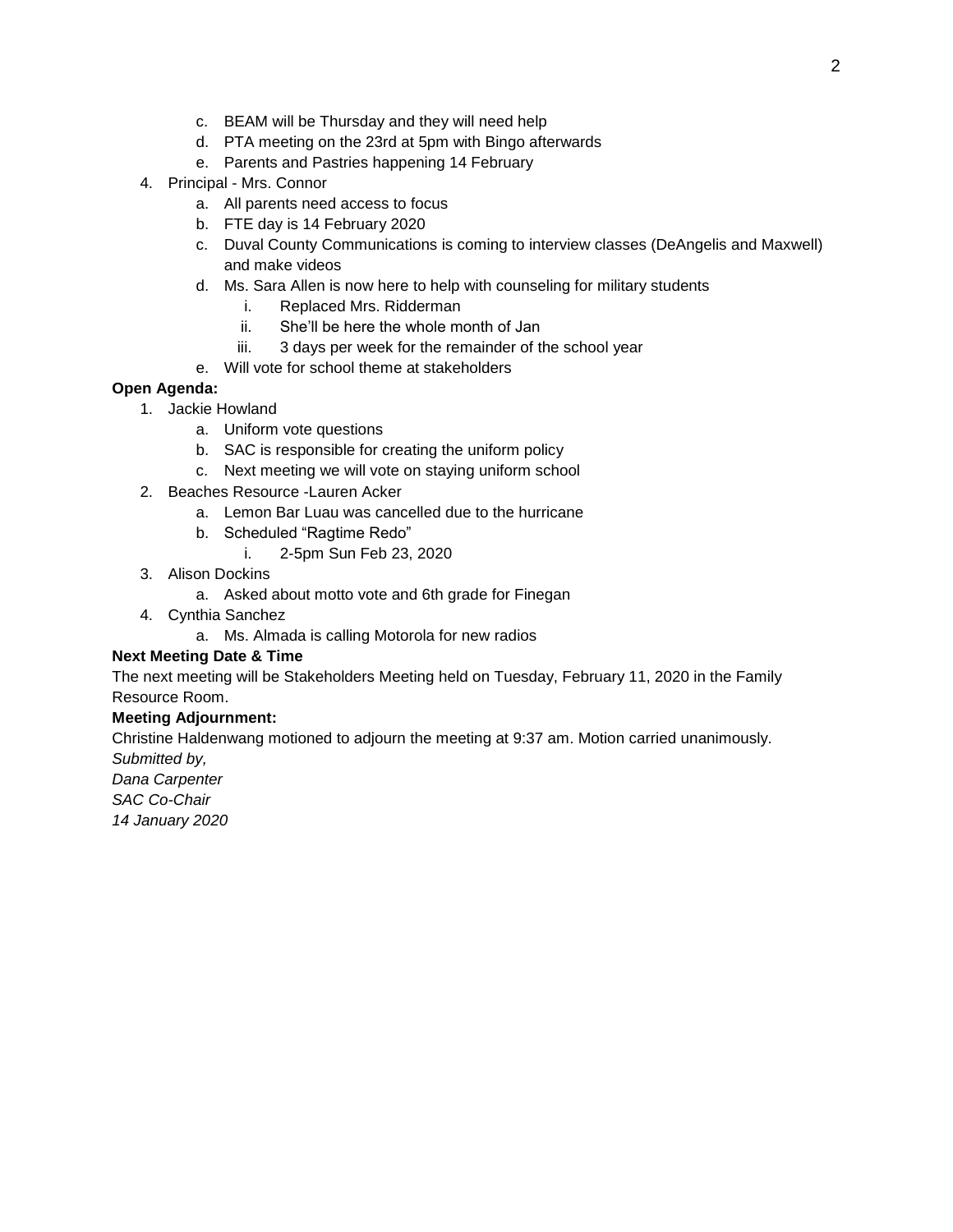c. BEAM will be Thursday and they will need help
   d. PTA meeting on the 23rd at 5pm with Bingo afterwards
   e. Parents and Pastries happening 14 February
4. Principal - Mrs. Connor
   a. All parents need access to focus
   b. FTE day is 14 February 2020
   c. Duval County Communications is coming to interview classes (DeAngelis and Maxwell) and make videos
   d. Ms. Sara Allen is now here to help with counseling for military students
      i. Replaced Mrs. Ridderman
      ii. She'll be here the whole month of Jan
      iii. 3 days per week for the remainder of the school year
   e. Will vote for school theme at stakeholders

**Open Agenda:**

1. Jackie Howland
   a. Uniform vote questions
   b. SAC is responsible for creating the uniform policy
   c. Next meeting we will vote on staying uniform school
2. Beaches Resource -Lauren Acker
   a. Lemon Bar Luau was cancelled due to the hurricane
   b. Scheduled "Ragtime Redo"
      i. 2-5pm Sun Feb 23, 2020
3. Alison Dockins
   a. Asked about motto vote and 6th grade for Finegan
4. Cynthia Sanchez
   a. Ms. Almada is calling Motorola for new radios

**Next Meeting Date & Time**

The next meeting will be Stakeholders Meeting held on Tuesday, February 11, 2020 in the Family Resource Room.

**Meeting Adjournment:**

Christine Haldenwang motioned to adjourn the meeting at 9:37 am. Motion carried unanimously.

*Submitted by,*
*Dana Carpenter*
*SAC Co-Chair*
*14 January 2020*